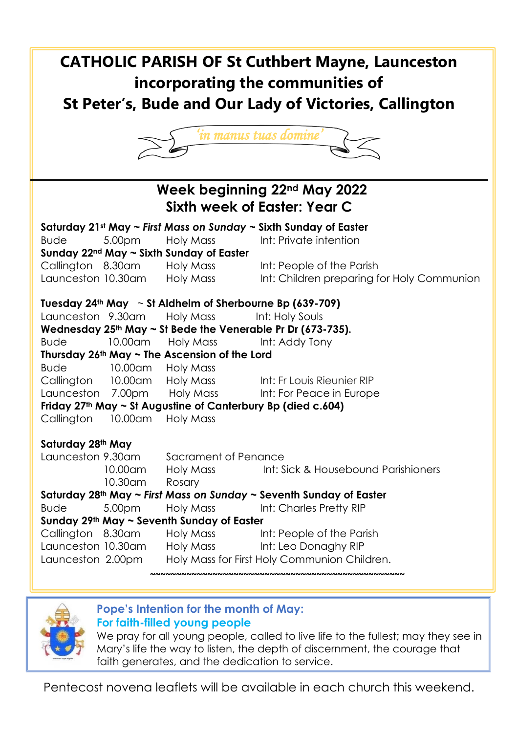# CATHOLIC PARISH OF St Cuthbert Mayne, Launceston incorporating the communities of St Peter's, Bude and Our Lady of Victories, Callington

*'in manus tuas domine'*

## Week beginning 22nd May 2022
## Sixth week of Easter: Year C

**Saturday 21st May ~ *First Mass on Sunday* ~ Sixth Sunday of Easter**

| | | | |
|---|---|---|---|
| Bude | 5.00pm | Holy Mass | Int: Private intention |

**Sunday 22nd May ~ Sixth Sunday of Easter**

| | | | |
|---|---|---|---|
| Callington | 8.30am | Holy Mass | Int: People of the Parish |
| Launceston | 10.30am | Holy Mass | Int: Children preparing for Holy Communion |

**Tuesday 24th May ~ St Aldhelm of Sherbourne Bp (639-709)**

| | | | |
|---|---|---|---|
| Launceston | 9.30am | Holy Mass | Int: Holy Souls |

**Wednesday 25th May ~ St Bede the Venerable Pr Dr (673-735).**

| | | | |
|---|---|---|---|
| Bude | 10.00am | Holy Mass | Int: Addy Tony |

**Thursday 26th May ~ The Ascension of the Lord**

| | | | |
|---|---|---|---|
| Bude | 10.00am | Holy Mass | |
| Callington | 10.00am | Holy Mass | Int: Fr Louis Rieunier RIP |
| Launceston | 7.00pm | Holy Mass | Int: For Peace in Europe |

**Friday 27th May ~ St Augustine of Canterbury Bp (died c.604)**

| | | | |
|---|---|---|---|
| Callington | 10.00am | Holy Mass | |

**Saturday 28th May**

| | | | |
|---|---|---|---|
| Launceston | 9.30am | Sacrament of Penance | |
| | 10.00am | Holy Mass | Int: Sick & Housebound Parishioners |
| | 10.30am | Rosary | |

**Saturday 28th May ~ *First Mass on Sunday* ~ Seventh Sunday of Easter**

| | | | |
|---|---|---|---|
| Bude | 5.00pm | Holy Mass | Int: Charles Pretty RIP |

**Sunday 29th May ~ Seventh Sunday of Easter**

| | | | |
|---|---|---|---|
| Callington | 8.30am | Holy Mass | Int: People of the Parish |
| Launceston | 10.30am | Holy Mass | Int: Leo Donaghy RIP |
| Launceston | 2.00pm | Holy Mass for First Holy Communion Children. | |

~~~~~~~~~~~~~~~~~~~~~~~~~~~~~~~~~~~~~~~~~~~~~~~~~~~

### Pope's Intention for the month of May:
### For faith-filled young people

We pray for all young people, called to live life to the fullest; may they see in Mary's life the way to listen, the depth of discernment, the courage that faith generates, and the dedication to service.

Pentecost novena leaflets will be available in each church this weekend.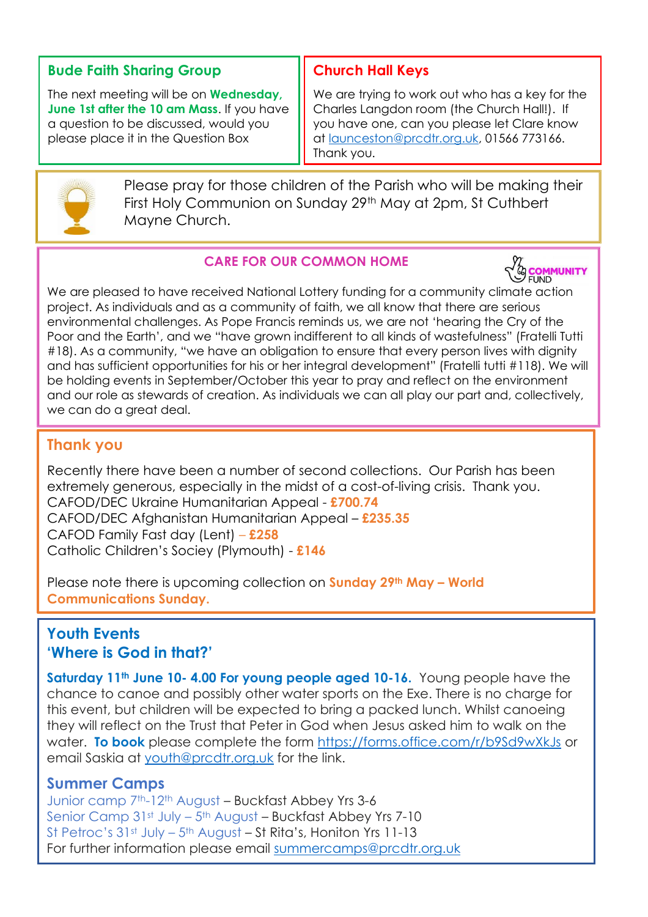## Bude Faith Sharing Group

The next meeting will be on **Wednesday, June 1st after the 10 am Mass**. If you have a question to be discussed, would you please place it in the Question Box

## Church Hall Keys

We are trying to work out who has a key for the Charles Langdon room (the Church Hall!). If you have one, can you please let Clare know at launceston@prcdtr.org.uk, 01566 773166. Thank you.

Please pray for those children of the Parish who will be making their First Holy Communion on Sunday 29th May at 2pm, St Cuthbert Mayne Church.

## CARE FOR OUR COMMON HOME

COMMUNITY FUND

We are pleased to have received National Lottery funding for a community climate action project. As individuals and as a community of faith, we all know that there are serious environmental challenges. As Pope Francis reminds us, we are not 'hearing the Cry of the Poor and the Earth', and we "have grown indifferent to all kinds of wastefulness" (Fratelli Tutti #18). As a community, "we have an obligation to ensure that every person lives with dignity and has sufficient opportunities for his or her integral development" (Fratelli tutti #118). We will be holding events in September/October this year to pray and reflect on the environment and our role as stewards of creation. As individuals we can all play our part and, collectively, we can do a great deal.

## Thank you

Recently there have been a number of second collections. Our Parish has been extremely generous, especially in the midst of a cost-of-living crisis. Thank you.

CAFOD/DEC Ukraine Humanitarian Appeal - **£700.74**
CAFOD/DEC Afghanistan Humanitarian Appeal – **£235.35**
CAFOD Family Fast day (Lent) – **£258**
Catholic Children's Sociey (Plymouth) - **£146**

Please note there is upcoming collection on **Sunday 29th May – World Communications Sunday.**

## Youth Events
## 'Where is God in that?'

**Saturday 11th June 10- 4.00 For young people aged 10-16.** Young people have the chance to canoe and possibly other water sports on the Exe. There is no charge for this event, but children will be expected to bring a packed lunch. Whilst canoeing they will reflect on the Trust that Peter in God when Jesus asked him to walk on the water. **To book** please complete the form https://forms.office.com/r/b9Sd9wXkJs or email Saskia at youth@prcdtr.org.uk for the link.

### Summer Camps

Junior camp 7th-12th August – Buckfast Abbey Yrs 3-6
Senior Camp 31st July – 5th August – Buckfast Abbey Yrs 7-10
St Petroc's 31st July – 5th August – St Rita's, Honiton Yrs 11-13
For further information please email summercamps@prcdtr.org.uk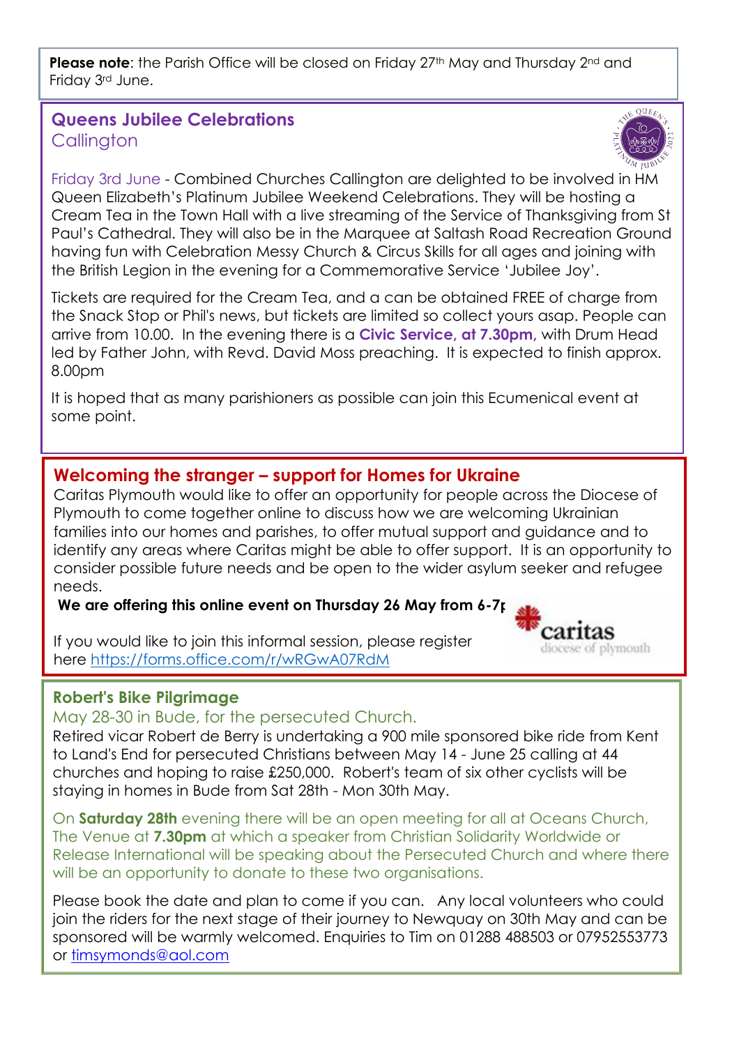**Please note**: the Parish Office will be closed on Friday 27th May and Thursday 2nd and Friday 3rd June.

## Queens Jubilee Celebrations

Callington

Friday 3rd June - Combined Churches Callington are delighted to be involved in HM Queen Elizabeth's Platinum Jubilee Weekend Celebrations. They will be hosting a Cream Tea in the Town Hall with a live streaming of the Service of Thanksgiving from St Paul's Cathedral. They will also be in the Marquee at Saltash Road Recreation Ground having fun with Celebration Messy Church & Circus Skills for all ages and joining with the British Legion in the evening for a Commemorative Service 'Jubilee Joy'.

Tickets are required for the Cream Tea, and a can be obtained FREE of charge from the Snack Stop or Phil's news, but tickets are limited so collect yours asap. People can arrive from 10.00. In the evening there is a **Civic Service, at 7.30pm**, with Drum Head led by Father John, with Revd. David Moss preaching. It is expected to finish approx. 8.00pm

It is hoped that as many parishioners as possible can join this Ecumenical event at some point.

## Welcoming the stranger – support for Homes for Ukraine

Caritas Plymouth would like to offer an opportunity for people across the Diocese of Plymouth to come together online to discuss how we are welcoming Ukrainian families into our homes and parishes, to offer mutual support and guidance and to identify any areas where Caritas might be able to offer support. It is an opportunity to consider possible future needs and be open to the wider asylum seeker and refugee needs.

**We are offering this online event on Thursday 26 May from 6-7p**

If you would like to join this informal session, please register here https://forms.office.com/r/wRGwA07RdM

## Robert's Bike Pilgrimage

May 28-30 in Bude, for the persecuted Church.

Retired vicar Robert de Berry is undertaking a 900 mile sponsored bike ride from Kent to Land's End for persecuted Christians between May 14 - June 25 calling at 44 churches and hoping to raise £250,000. Robert's team of six other cyclists will be staying in homes in Bude from Sat 28th - Mon 30th May.

On **Saturday 28th** evening there will be an open meeting for all at Oceans Church, The Venue at **7.30pm** at which a speaker from Christian Solidarity Worldwide or Release International will be speaking about the Persecuted Church and where there will be an opportunity to donate to these two organisations.

Please book the date and plan to come if you can. Any local volunteers who could join the riders for the next stage of their journey to Newquay on 30th May and can be sponsored will be warmly welcomed. Enquiries to Tim on 01288 488503 or 07952553773 or timsymonds@aol.com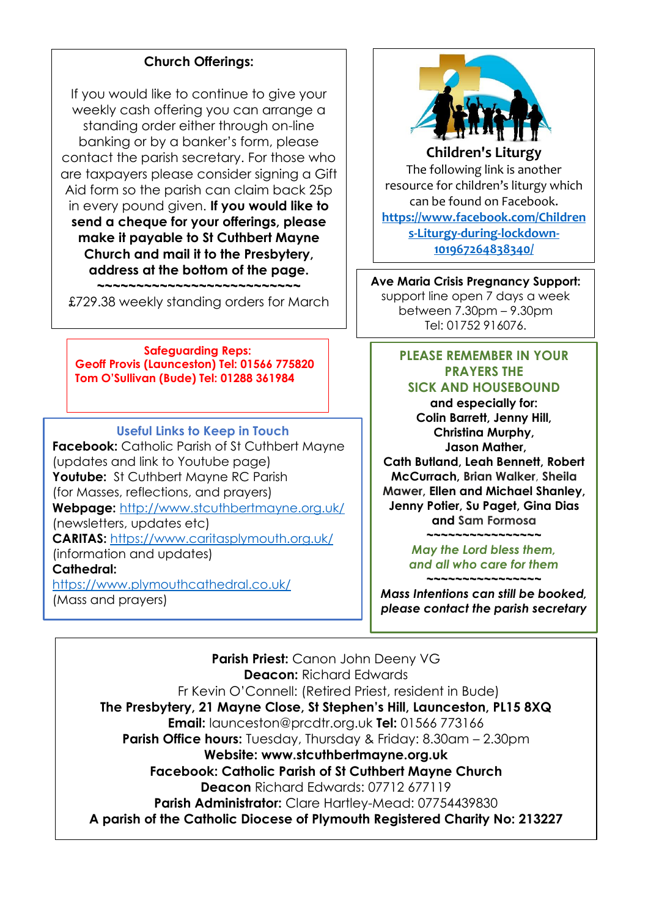## Church Offerings:

If you would like to continue to give your weekly cash offering you can arrange a standing order either through on-line banking or by a banker's form, please contact the parish secretary. For those who are taxpayers please consider signing a Gift Aid form so the parish can claim back 25p in every pound given. **If you would like to send a cheque for your offerings, please make it payable to St Cuthbert Mayne Church and mail it to the Presbytery, address at the bottom of the page.**

~~~~~~~~~~~~~~~~~~~~~~~~~~~~

£729.38 weekly standing orders for March

**Safeguarding Reps:**
**Geoff Provis (Launceston) Tel: 01566 775820**
**Tom O'Sullivan (Bude) Tel: 01288 361984**

### Useful Links to Keep in Touch

**Facebook:** Catholic Parish of St Cuthbert Mayne (updates and link to Youtube page)
**Youtube:** St Cuthbert Mayne RC Parish (for Masses, reflections, and prayers)
**Webpage:** http://www.stcuthbertmayne.org.uk/ (newsletters, updates etc)
**CARITAS:** https://www.caritasplymouth.org.uk/ (information and updates)
**Cathedral:** https://www.plymouthcathedral.co.uk/ (Mass and prayers)

## Children's Liturgy

The following link is another resource for children's liturgy which can be found on Facebook.
https://www.facebook.com/Childrens-Liturgy-during-lockdown-101967264838340/

**Ave Maria Crisis Pregnancy Support:**
support line open 7 days a week between 7.30pm – 9.30pm
Tel: 01752 916076.

### PLEASE REMEMBER IN YOUR PRAYERS THE SICK AND HOUSEBOUND

**and especially for:**
**Colin Barrett, Jenny Hill, Christina Murphy, Jason Mather, Cath Butland, Leah Bennett, Robert McCurrach, Brian Walker, Sheila Mawer, Ellen and Michael Shanley, Jenny Potier, Su Paget, Gina Dias and Sam Formosa**

~~~~~~~~~~~~~~~~

*May the Lord bless them, and all who care for them*

~~~~~~~~~~~~~~~~

***Mass Intentions can still be booked, please contact the parish secretary***

**Parish Priest:** Canon John Deeny VG
**Deacon:** Richard Edwards
Fr Kevin O'Connell: (Retired Priest, resident in Bude)
**The Presbytery, 21 Mayne Close, St Stephen's Hill, Launceston, PL15 8XQ**
**Email:** launceston@prcdtr.org.uk **Tel:** 01566 773166
**Parish Office hours:** Tuesday, Thursday & Friday: 8.30am – 2.30pm
**Website: www.stcuthbertmayne.org.uk**
**Facebook: Catholic Parish of St Cuthbert Mayne Church**
**Deacon** Richard Edwards: 07712 677119
**Parish Administrator:** Clare Hartley-Mead: 07754439830
**A parish of the Catholic Diocese of Plymouth Registered Charity No: 213227**